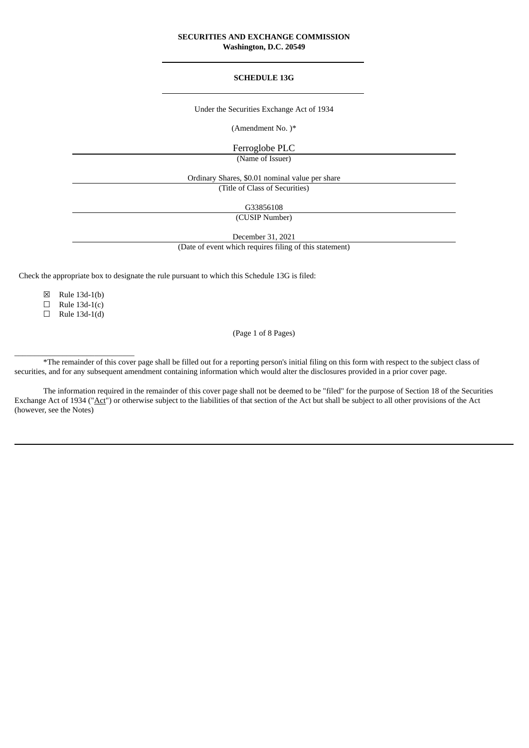**SECURITIES AND EXCHANGE COMMISSION**
**Washington, D.C. 20549**

---

**SCHEDULE 13G**

---

Under the Securities Exchange Act of 1934

(Amendment No. )*

Ferroglobe PLC
(Name of Issuer)

Ordinary Shares, $0.01 nominal value per share
(Title of Class of Securities)

G33856108
(CUSIP Number)

December 31, 2021
(Date of event which requires filing of this statement)

Check the appropriate box to designate the rule pursuant to which this Schedule 13G is filed:

☒ Rule 13d-1(b)
☐ Rule 13d-1(c)
☐ Rule 13d-1(d)

(Page 1 of 8 Pages)

______________________________

*The remainder of this cover page shall be filled out for a reporting person's initial filing on this form with respect to the subject class of securities, and for any subsequent amendment containing information which would alter the disclosures provided in a prior cover page.

The information required in the remainder of this cover page shall not be deemed to be "filed" for the purpose of Section 18 of the Securities Exchange Act of 1934 ("Act") or otherwise subject to the liabilities of that section of the Act but shall be subject to all other provisions of the Act (however, see the Notes)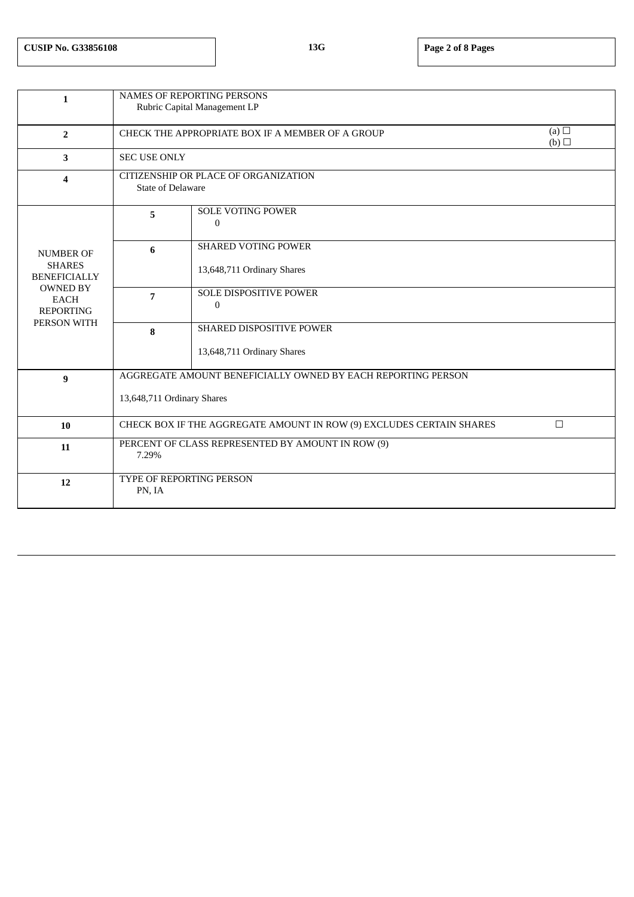| CUSIP No. G33856108 | 13G | |
|---|---|---|

| 1 | NAMES OF REPORTING PERSONS<br>Rubric Capital Management LP | | |
|---|---|---|---|
| 2 | CHECK THE APPROPRIATE BOX IF A MEMBER OF A GROUP | | (a) ☐<br>(b) ☐ |
| 3 | SEC USE ONLY | | |
| 4 | CITIZENSHIP OR PLACE OF ORGANIZATION<br>State of Delaware | | |
| NUMBER OF SHARES BENEFICIALLY OWNED BY EACH REPORTING PERSON WITH | 5 | SOLE VOTING POWER<br>0 | |
| | 6 | SHARED VOTING POWER<br>13,648,711 Ordinary Shares | |
| | 7 | SOLE DISPOSITIVE POWER<br>0 | |
| | 8 | SHARED DISPOSITIVE POWER<br>13,648,711 Ordinary Shares | |
| 9 | AGGREGATE AMOUNT BENEFICIALLY OWNED BY EACH REPORTING PERSON<br>13,648,711 Ordinary Shares | | |
| 10 | CHECK BOX IF THE AGGREGATE AMOUNT IN ROW (9) EXCLUDES CERTAIN SHARES | | ☐ |
| 11 | PERCENT OF CLASS REPRESENTED BY AMOUNT IN ROW (9)<br>7.29% | | |
| 12 | TYPE OF REPORTING PERSON<br>PN, IA | | |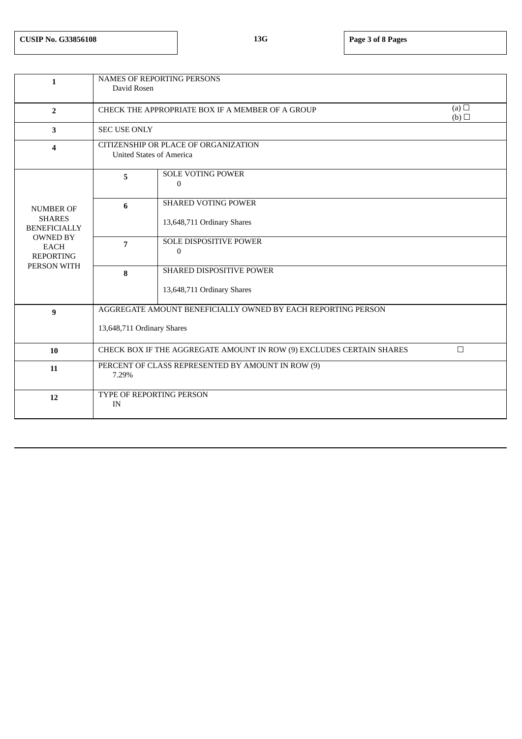| CUSIP No. G33856108 | 13G |
|---|---|

| | | | |
|---|---|---|---|
| 1 | NAMES OF REPORTING PERSONS<br>David Rosen | | |
| 2 | CHECK THE APPROPRIATE BOX IF A MEMBER OF A GROUP | | (a) ☐<br>(b) ☐ |
| 3 | SEC USE ONLY | | |
| 4 | CITIZENSHIP OR PLACE OF ORGANIZATION<br>United States of America | | |
| NUMBER OF SHARES BENEFICIALLY OWNED BY EACH REPORTING PERSON WITH | 5 | SOLE VOTING POWER<br>0 | |
| | 6 | SHARED VOTING POWER<br>13,648,711 Ordinary Shares | |
| | 7 | SOLE DISPOSITIVE POWER<br>0 | |
| | 8 | SHARED DISPOSITIVE POWER<br>13,648,711 Ordinary Shares | |
| 9 | AGGREGATE AMOUNT BENEFICIALLY OWNED BY EACH REPORTING PERSON<br>13,648,711 Ordinary Shares | | |
| 10 | CHECK BOX IF THE AGGREGATE AMOUNT IN ROW (9) EXCLUDES CERTAIN SHARES | | ☐ |
| 11 | PERCENT OF CLASS REPRESENTED BY AMOUNT IN ROW (9)<br>7.29% | | |
| 12 | TYPE OF REPORTING PERSON<br>IN | | |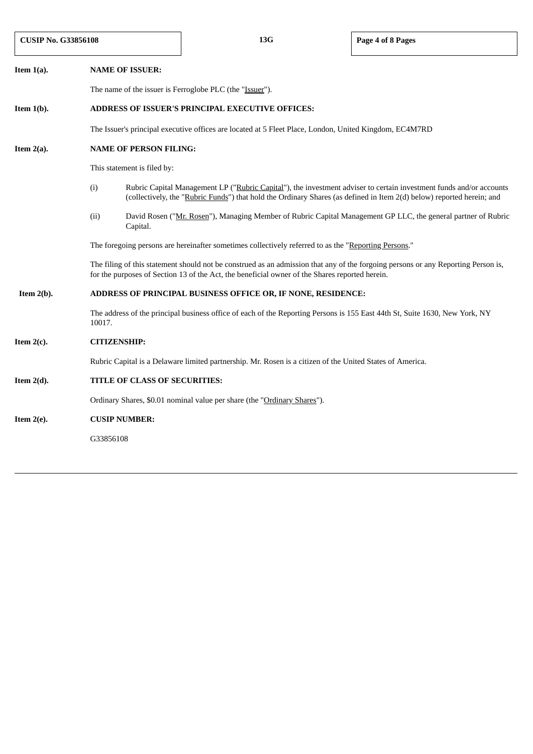**Item 1(a). NAME OF ISSUER:**

The name of the issuer is Ferroglobe PLC (the "Issuer").

**Item 1(b). ADDRESS OF ISSUER'S PRINCIPAL EXECUTIVE OFFICES:**

The Issuer's principal executive offices are located at 5 Fleet Place, London, United Kingdom, EC4M7RD

**Item 2(a). NAME OF PERSON FILING:**

This statement is filed by:

(i) Rubric Capital Management LP ("Rubric Capital"), the investment adviser to certain investment funds and/or accounts (collectively, the "Rubric Funds") that hold the Ordinary Shares (as defined in Item 2(d) below) reported herein; and

(ii) David Rosen ("Mr. Rosen"), Managing Member of Rubric Capital Management GP LLC, the general partner of Rubric Capital.

The foregoing persons are hereinafter sometimes collectively referred to as the "Reporting Persons."

The filing of this statement should not be construed as an admission that any of the forgoing persons or any Reporting Person is, for the purposes of Section 13 of the Act, the beneficial owner of the Shares reported herein.

**Item 2(b). ADDRESS OF PRINCIPAL BUSINESS OFFICE OR, IF NONE, RESIDENCE:**

The address of the principal business office of each of the Reporting Persons is 155 East 44th St, Suite 1630, New York, NY 10017.

**Item 2(c). CITIZENSHIP:**

Rubric Capital is a Delaware limited partnership. Mr. Rosen is a citizen of the United States of America.

**Item 2(d). TITLE OF CLASS OF SECURITIES:**

Ordinary Shares, $0.01 nominal value per share (the "Ordinary Shares").

**Item 2(e). CUSIP NUMBER:**

G33856108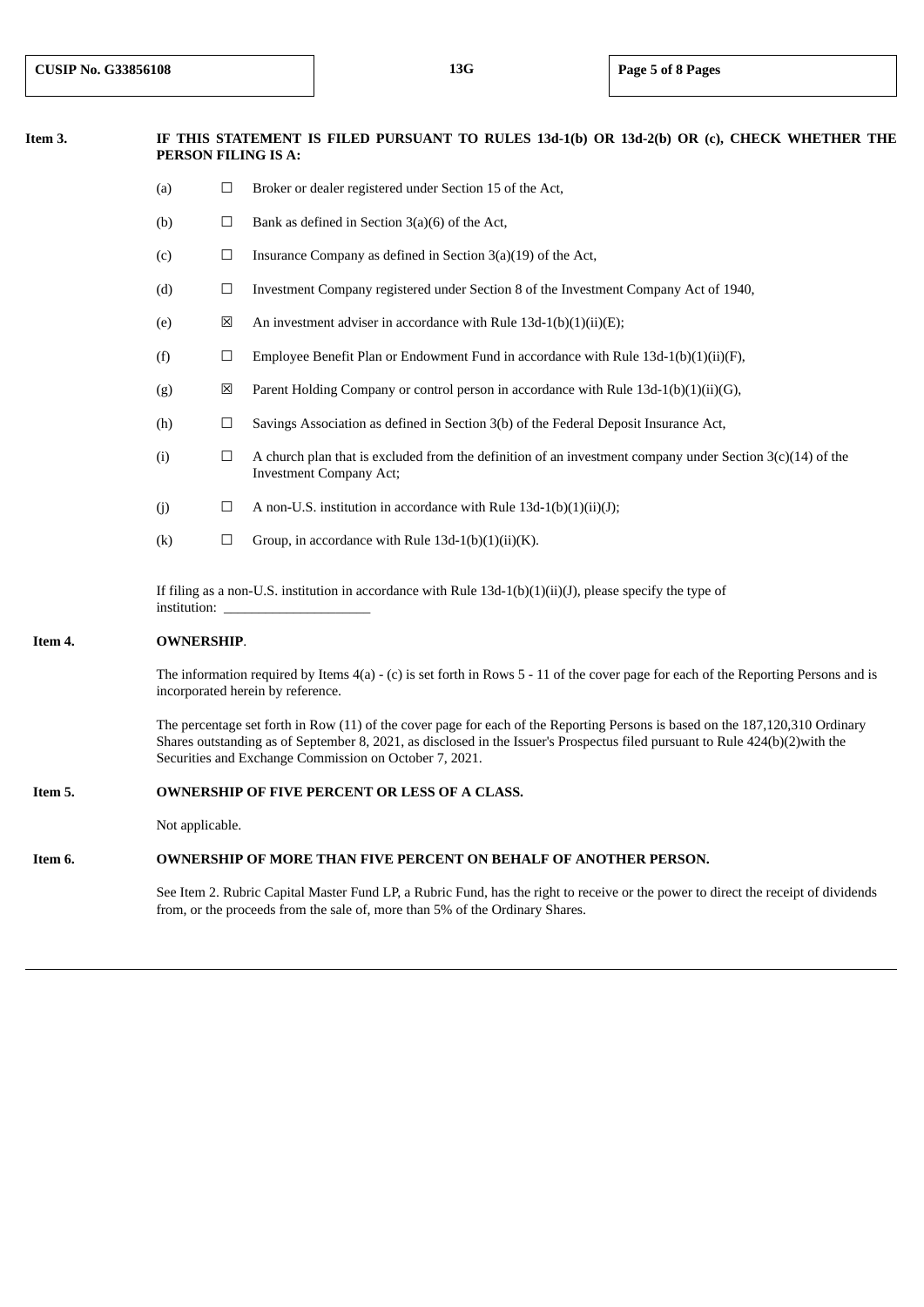**Item 3. IF THIS STATEMENT IS FILED PURSUANT TO RULES 13d-1(b) OR 13d-2(b) OR (c), CHECK WHETHER THE PERSON FILING IS A:**

(a) ☐ Broker or dealer registered under Section 15 of the Act,

(b) ☐ Bank as defined in Section 3(a)(6) of the Act,

(c) ☐ Insurance Company as defined in Section 3(a)(19) of the Act,

(d) ☐ Investment Company registered under Section 8 of the Investment Company Act of 1940,

(e) ☒ An investment adviser in accordance with Rule 13d-1(b)(1)(ii)(E);

(f) ☐ Employee Benefit Plan or Endowment Fund in accordance with Rule 13d-1(b)(1)(ii)(F),

(g) ☒ Parent Holding Company or control person in accordance with Rule 13d-1(b)(1)(ii)(G),

(h) ☐ Savings Association as defined in Section 3(b) of the Federal Deposit Insurance Act,

(i) ☐ A church plan that is excluded from the definition of an investment company under Section 3(c)(14) of the Investment Company Act;

(j) ☐ A non-U.S. institution in accordance with Rule 13d-1(b)(1)(ii)(J);

(k) ☐ Group, in accordance with Rule 13d-1(b)(1)(ii)(K).

If filing as a non-U.S. institution in accordance with Rule 13d-1(b)(1)(ii)(J), please specify the type of institution: ____________________

**Item 4. OWNERSHIP.**

The information required by Items 4(a) - (c) is set forth in Rows 5 - 11 of the cover page for each of the Reporting Persons and is incorporated herein by reference.

The percentage set forth in Row (11) of the cover page for each of the Reporting Persons is based on the 187,120,310 Ordinary Shares outstanding as of September 8, 2021, as disclosed in the Issuer's Prospectus filed pursuant to Rule 424(b)(2)with the Securities and Exchange Commission on October 7, 2021.

**Item 5. OWNERSHIP OF FIVE PERCENT OR LESS OF A CLASS.**

Not applicable.

**Item 6. OWNERSHIP OF MORE THAN FIVE PERCENT ON BEHALF OF ANOTHER PERSON.**

See Item 2. Rubric Capital Master Fund LP, a Rubric Fund, has the right to receive or the power to direct the receipt of dividends from, or the proceeds from the sale of, more than 5% of the Ordinary Shares.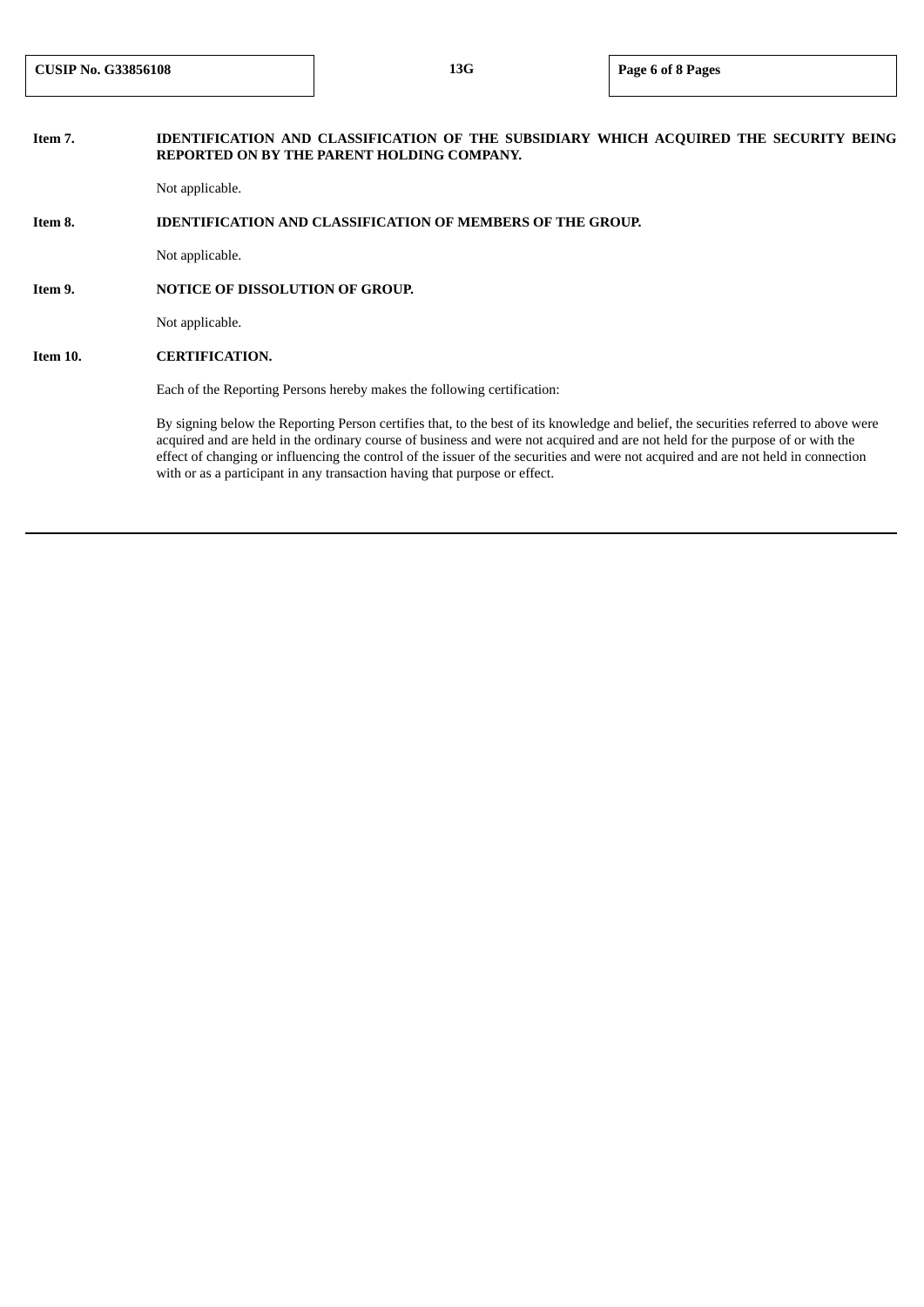**Item 7. IDENTIFICATION AND CLASSIFICATION OF THE SUBSIDIARY WHICH ACQUIRED THE SECURITY BEING REPORTED ON BY THE PARENT HOLDING COMPANY.**

Not applicable.

**Item 8. IDENTIFICATION AND CLASSIFICATION OF MEMBERS OF THE GROUP.**

Not applicable.

**Item 9. NOTICE OF DISSOLUTION OF GROUP.**

Not applicable.

**Item 10. CERTIFICATION.**

Each of the Reporting Persons hereby makes the following certification:

By signing below the Reporting Person certifies that, to the best of its knowledge and belief, the securities referred to above were acquired and are held in the ordinary course of business and were not acquired and are not held for the purpose of or with the effect of changing or influencing the control of the issuer of the securities and were not acquired and are not held in connection with or as a participant in any transaction having that purpose or effect.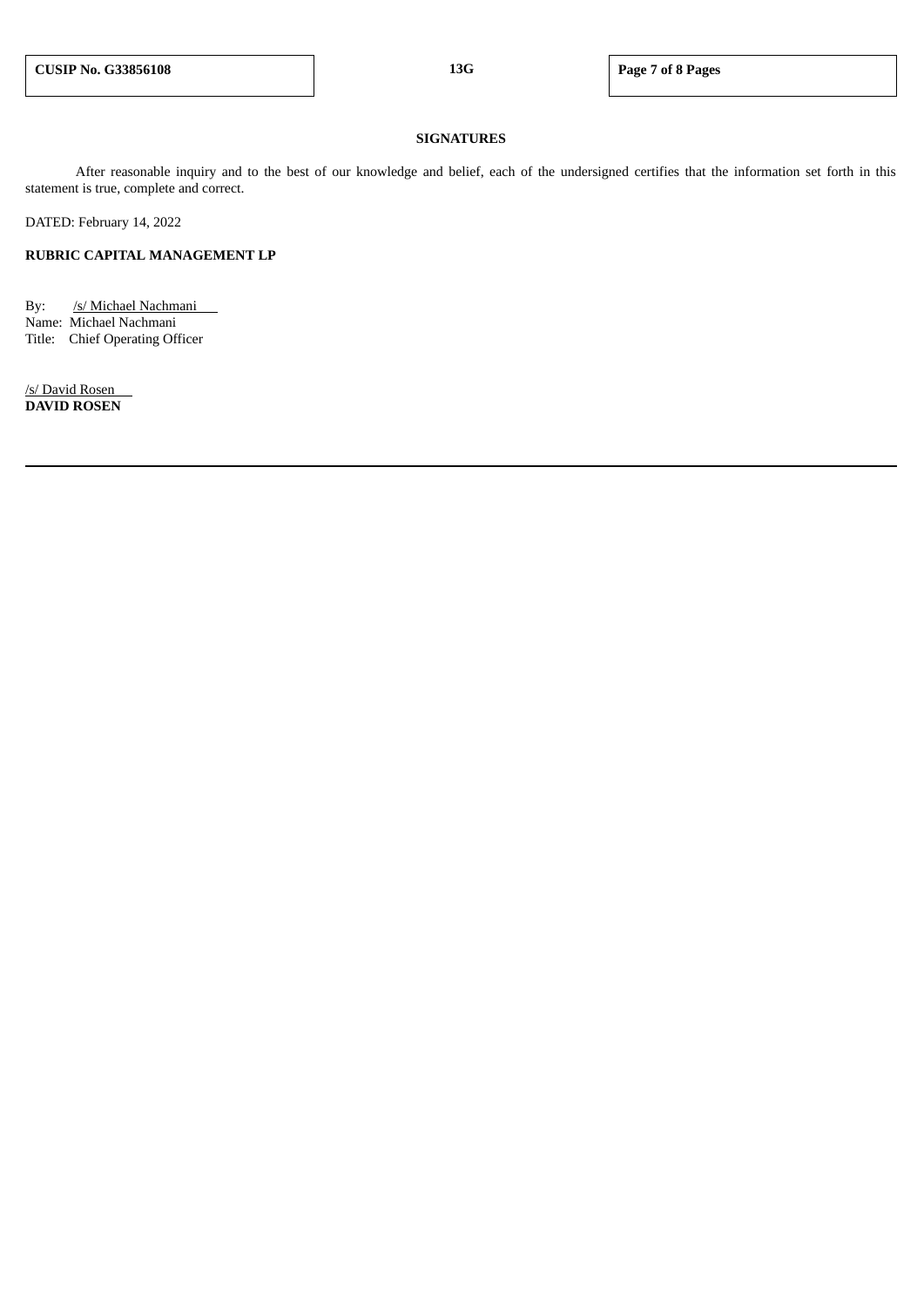**SIGNATURES**

After reasonable inquiry and to the best of our knowledge and belief, each of the undersigned certifies that the information set forth in this statement is true, complete and correct.

DATED: February 14, 2022

**RUBRIC CAPITAL MANAGEMENT LP**

By: /s/ Michael Nachmani
Name: Michael Nachmani
Title: Chief Operating Officer

/s/ David Rosen
**DAVID ROSEN**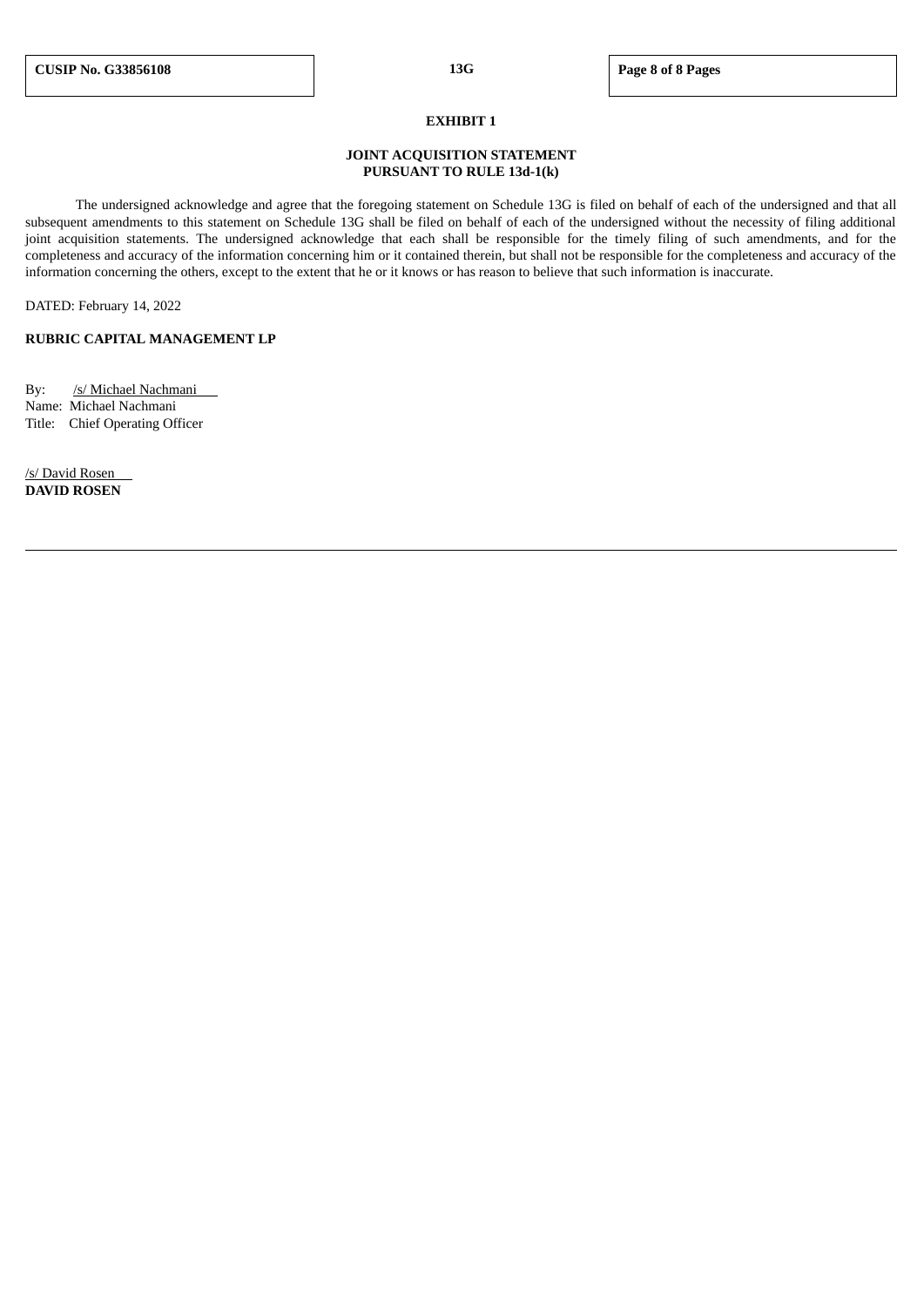**EXHIBIT 1**

**JOINT ACQUISITION STATEMENT**
**PURSUANT TO RULE 13d-1(k)**

The undersigned acknowledge and agree that the foregoing statement on Schedule 13G is filed on behalf of each of the undersigned and that all subsequent amendments to this statement on Schedule 13G shall be filed on behalf of each of the undersigned without the necessity of filing additional joint acquisition statements. The undersigned acknowledge that each shall be responsible for the timely filing of such amendments, and for the completeness and accuracy of the information concerning him or it contained therein, but shall not be responsible for the completeness and accuracy of the information concerning the others, except to the extent that he or it knows or has reason to believe that such information is inaccurate.

DATED: February 14, 2022

**RUBRIC CAPITAL MANAGEMENT LP**

By: /s/ Michael Nachmani
Name: Michael Nachmani
Title: Chief Operating Officer

/s/ David Rosen
**DAVID ROSEN**